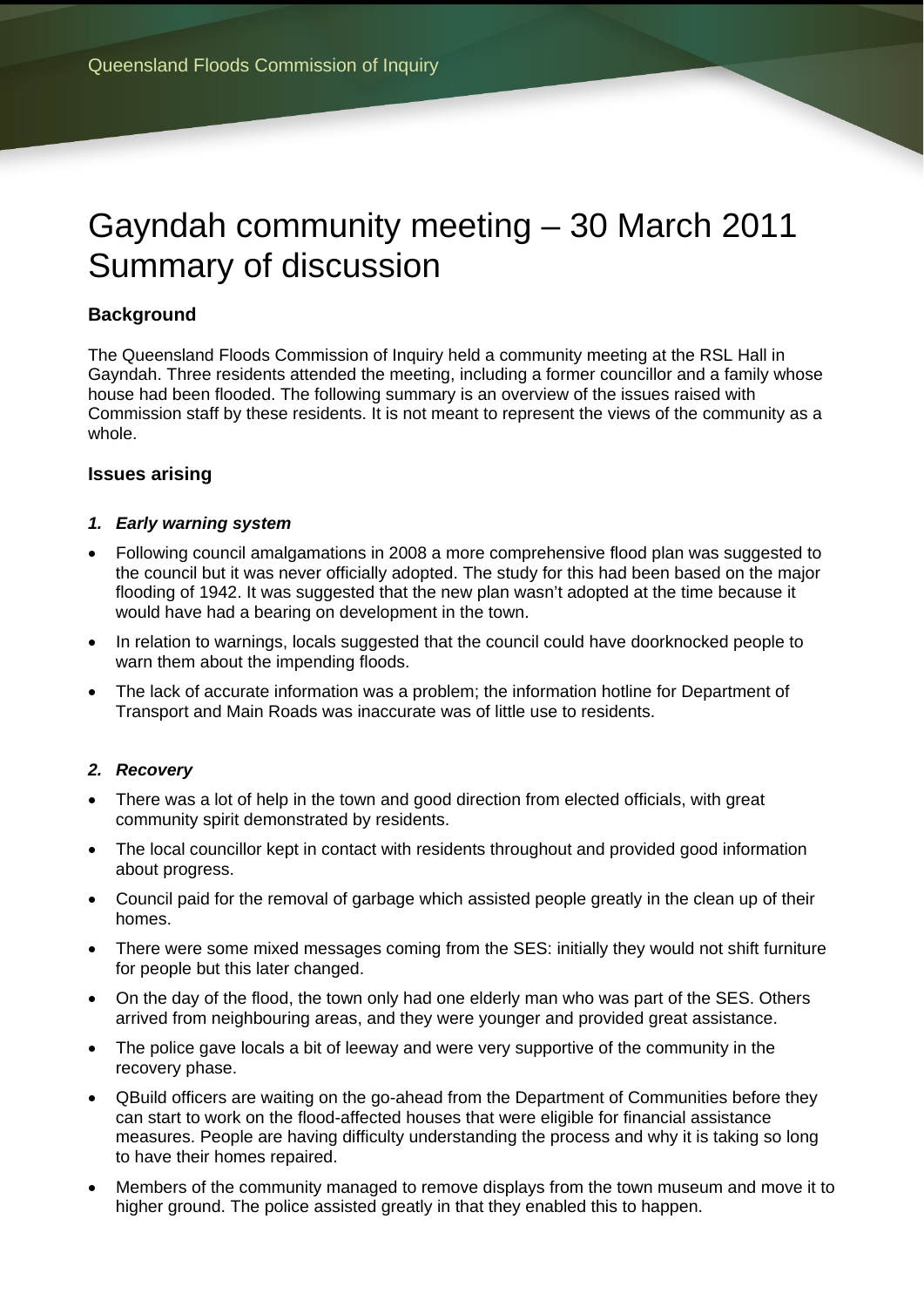# Gayndah community meeting – 30 March 2011 Summary of discussion

## Background

The Queensland Floods Commission of Inquiry held a community meeting at the RSL Hall in Gayndah. Three residents attended the meeting, including a former councillor and a family whose house had been flooded. The following summary is an overview of the issues raised with Commission staff by these residents. It is not meant to represent the views of the community as a whole.

## Issues arising

### *1. Early warning system*

- Following council amalgamations in 2008 a more comprehensive flood plan was suggested to the council but it was never officially adopted. The study for this had been based on the major flooding of 1942. It was suggested that the new plan wasn't adopted at the time because it would have had a bearing on development in the town.
- In relation to warnings, locals suggested that the council could have doorknocked people to warn them about the impending floods.
- The lack of accurate information was a problem; the information hotline for Department of Transport and Main Roads was inaccurate was of little use to residents.

### *2. Recovery*

- There was a lot of help in the town and good direction from elected officials, with great community spirit demonstrated by residents.
- The local councillor kept in contact with residents throughout and provided good information about progress.
- Council paid for the removal of garbage which assisted people greatly in the clean up of their homes.
- There were some mixed messages coming from the SES: initially they would not shift furniture for people but this later changed.
- On the day of the flood, the town only had one elderly man who was part of the SES. Others arrived from neighbouring areas, and they were younger and provided great assistance.
- The police gave locals a bit of leeway and were very supportive of the community in the recovery phase.
- QBuild officers are waiting on the go-ahead from the Department of Communities before they can start to work on the flood-affected houses that were eligible for financial assistance measures. People are having difficulty understanding the process and why it is taking so long to have their homes repaired.
- Members of the community managed to remove displays from the town museum and move it to higher ground. The police assisted greatly in that they enabled this to happen.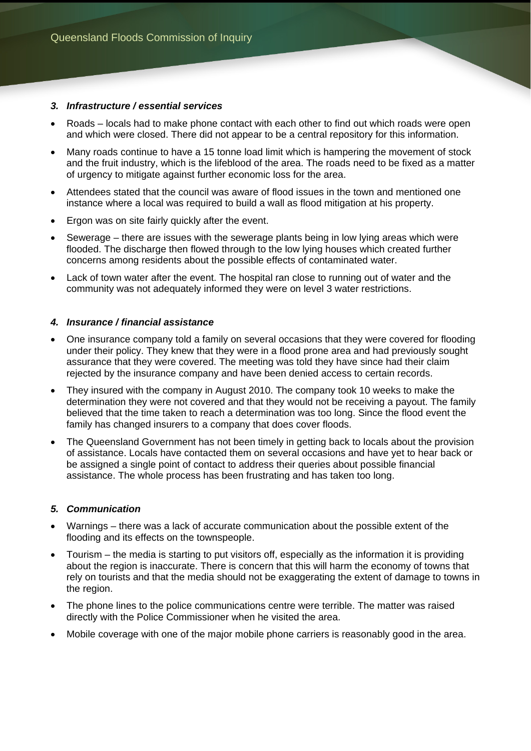### *3. Infrastructure / essential services*

- Roads – locals had to make phone contact with each other to find out which roads were open and which were closed. There did not appear to be a central repository for this information.
- Many roads continue to have a 15 tonne load limit which is hampering the movement of stock and the fruit industry, which is the lifeblood of the area. The roads need to be fixed as a matter of urgency to mitigate against further economic loss for the area.
- Attendees stated that the council was aware of flood issues in the town and mentioned one instance where a local was required to build a wall as flood mitigation at his property.
- Ergon was on site fairly quickly after the event.
- Sewerage – there are issues with the sewerage plants being in low lying areas which were flooded. The discharge then flowed through to the low lying houses which created further concerns among residents about the possible effects of contaminated water.
- Lack of town water after the event. The hospital ran close to running out of water and the community was not adequately informed they were on level 3 water restrictions.

### *4. Insurance / financial assistance*

- One insurance company told a family on several occasions that they were covered for flooding under their policy. They knew that they were in a flood prone area and had previously sought assurance that they were covered. The meeting was told they have since had their claim rejected by the insurance company and have been denied access to certain records.
- They insured with the company in August 2010. The company took 10 weeks to make the determination they were not covered and that they would not be receiving a payout. The family believed that the time taken to reach a determination was too long. Since the flood event the family has changed insurers to a company that does cover floods.
- The Queensland Government has not been timely in getting back to locals about the provision of assistance. Locals have contacted them on several occasions and have yet to hear back or be assigned a single point of contact to address their queries about possible financial assistance. The whole process has been frustrating and has taken too long.

### *5. Communication*

- Warnings – there was a lack of accurate communication about the possible extent of the flooding and its effects on the townspeople.
- Tourism – the media is starting to put visitors off, especially as the information it is providing about the region is inaccurate. There is concern that this will harm the economy of towns that rely on tourists and that the media should not be exaggerating the extent of damage to towns in the region.
- The phone lines to the police communications centre were terrible. The matter was raised directly with the Police Commissioner when he visited the area.
- Mobile coverage with one of the major mobile phone carriers is reasonably good in the area.